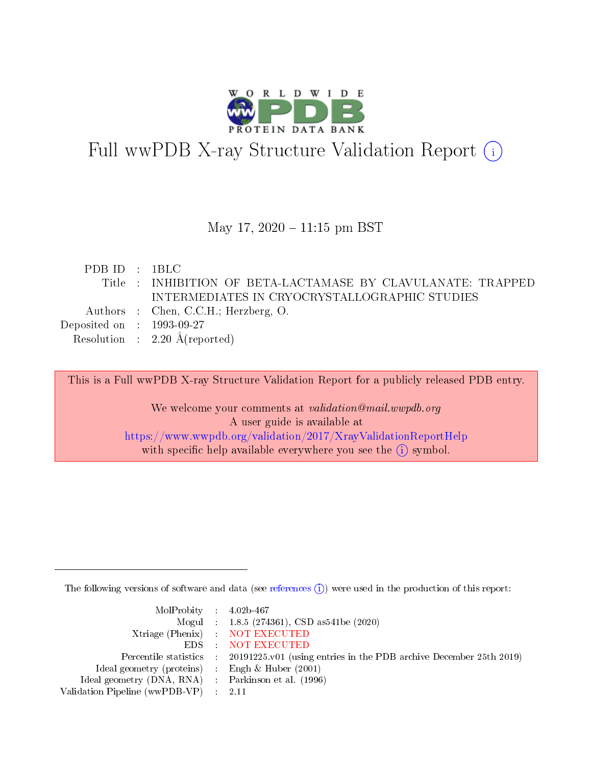# Full wwPDB X-ray Structure Validation Report (i)

May 17, 2020 – 11:15 pm BST

| | | |
|---|---|---|
| PDB ID | : | 1BLC |
| Title | : | INHIBITION OF BETA-LACTAMASE BY CLAVULANATE: TRAPPED INTERMEDIATES IN CRYOCRYSTALLOGRAPHIC STUDIES |
| Authors | : | Chen, C.C.H.; Herzberg, O. |
| Deposited on | : | 1993-09-27 |
| Resolution | : | 2.20 Å(reported) |

This is a Full wwPDB X-ray Structure Validation Report for a publicly released PDB entry.

We welcome your comments at *validation@mail.wwpdb.org*
A user guide is available at
https://www.wwpdb.org/validation/2017/XrayValidationReportHelp
with specific help available everywhere you see the (i) symbol.

The following versions of software and data (see references (i)) were used in the production of this report:

| | | |
|---|---|---|
| MolProbity | : | 4.02b-467 |
| Mogul | : | 1.8.5 (274361), CSD as541be (2020) |
| Xtriage (Phenix) | : | NOT EXECUTED |
| EDS | : | NOT EXECUTED |
| Percentile statistics | : | 20191225.v01 (using entries in the PDB archive December 25th 2019) |
| Ideal geometry (proteins) | : | Engh & Huber (2001) |
| Ideal geometry (DNA, RNA) | : | Parkinson et al. (1996) |
| Validation Pipeline (wwPDB-VP) | : | 2.11 |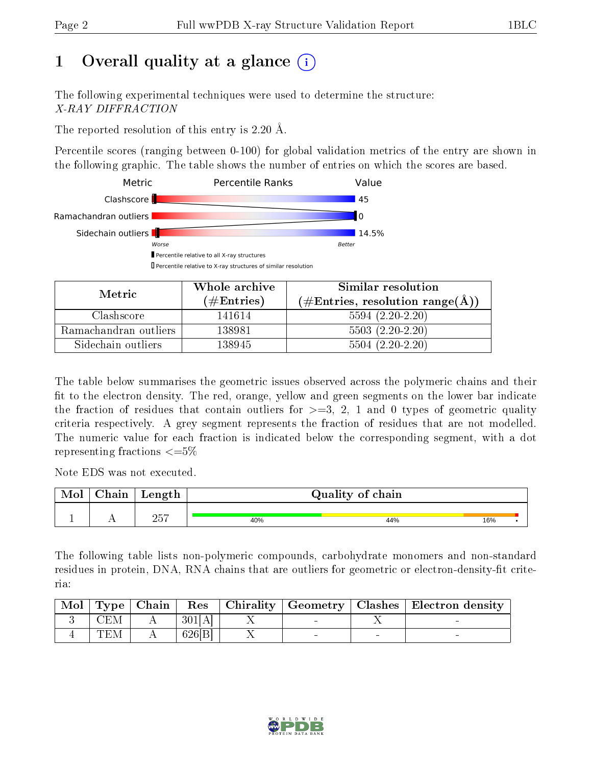# 1 Overall quality at a glance (i)

The following experimental techniques were used to determine the structure:
*X-RAY DIFFRACTION*

The reported resolution of this entry is 2.20 Å.

Percentile scores (ranging between 0-100) for global validation metrics of the entry are shown in the following graphic. The table shows the number of entries on which the scores are based.

| Metric | Percentile Ranks | Value |
|---|---|---|
| Clashscore | | 45 |
| Ramachandran outliers | | 0 |
| Sidechain outliers | | 14.5% |

Worse — Better

▮ Percentile relative to all X-ray structures
▯ Percentile relative to X-ray structures of similar resolution

| Metric | Whole archive (#Entries) | Similar resolution (#Entries, resolution range(Å)) |
|---|---|---|
| Clashscore | 141614 | 5594 (2.20-2.20) |
| Ramachandran outliers | 138981 | 5503 (2.20-2.20) |
| Sidechain outliers | 138945 | 5504 (2.20-2.20) |

The table below summarises the geometric issues observed across the polymeric chains and their fit to the electron density. The red, orange, yellow and green segments on the lower bar indicate the fraction of residues that contain outliers for >=3, 2, 1 and 0 types of geometric quality criteria respectively. A grey segment represents the fraction of residues that are not modelled. The numeric value for each fraction is indicated below the corresponding segment, with a dot representing fractions <=5%

Note EDS was not executed.

| Mol | Chain | Length | Quality of chain |
|---|---|---|---|
| 1 | A | 257 | 40% 44% 16% • |

The following table lists non-polymeric compounds, carbohydrate monomers and non-standard residues in protein, DNA, RNA chains that are outliers for geometric or electron-density-fit criteria:

| Mol | Type | Chain | Res | Chirality | Geometry | Clashes | Electron density |
|---|---|---|---|---|---|---|---|
| 3 | CEM | A | 301[A] | X | - | X | - |
| 4 | TEM | A | 626[B] | X | - | - | - |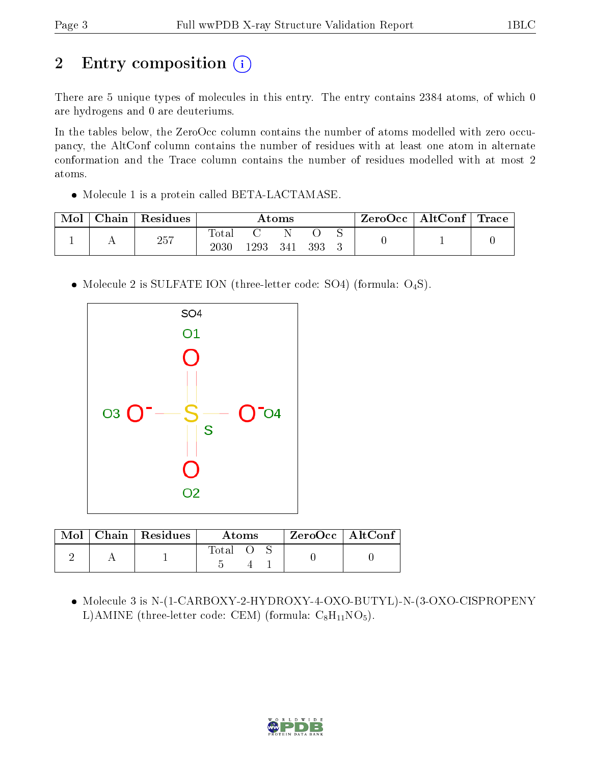## 2 Entry composition (i)

There are 5 unique types of molecules in this entry. The entry contains 2384 atoms, of which 0 are hydrogens and 0 are deuteriums.

In the tables below, the ZeroOcc column contains the number of atoms modelled with zero occupancy, the AltConf column contains the number of residues with at least one atom in alternate conformation and the Trace column contains the number of residues modelled with at most 2 atoms.

- Molecule 1 is a protein called BETA-LACTAMASE.

| Mol | Chain | Residues | Atoms | | | | | ZeroOcc | AltConf | Trace |
|---|---|---|---|---|---|---|---|---|---|---|
| 1 | A | 257 | Total<br>2030 | C<br>1293 | N<br>341 | O<br>393 | S<br>3 | 0 | 1 | 0 |

- Molecule 2 is SULFATE ION (three-letter code: SO4) (formula: $O_4S$).

| Mol | Chain | Residues | Atoms | | | ZeroOcc | AltConf |
|---|---|---|---|---|---|---|---|
| 2 | A | 1 | Total<br>5 | O<br>4 | S<br>1 | 0 | 0 |

- Molecule 3 is N-(1-CARBOXY-2-HYDROXY-4-OXO-BUTYL)-N-(3-OXO-CISPROPENYL)AMINE (three-letter code: CEM) (formula: $C_8H_{11}NO_5$).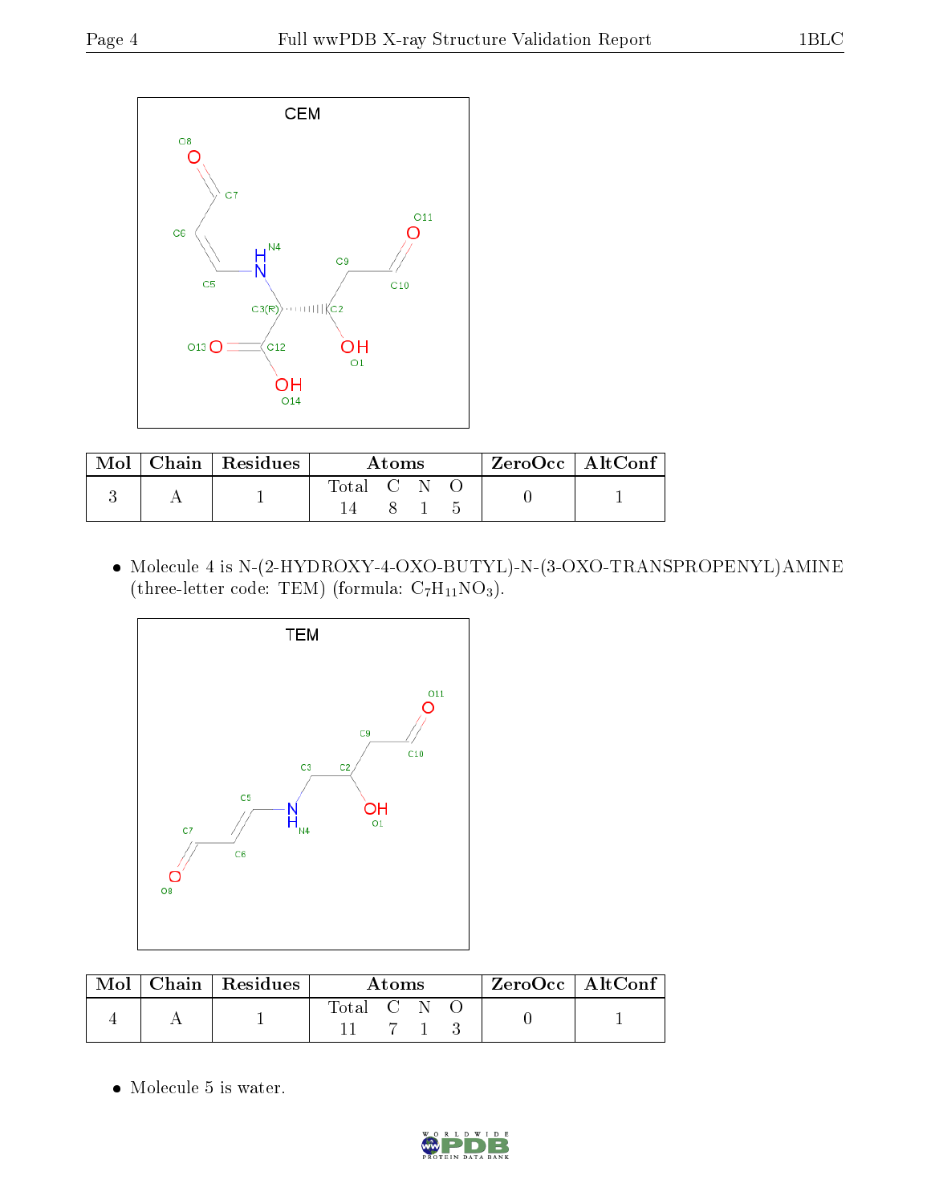| Mol | Chain | Residues | Atoms | | | | ZeroOcc | AltConf |
|---|---|---|---|---|---|---|---|---|
| | | | Total | C | N | O | | |
| 3 | A | 1 | 14 | 8 | 1 | 5 | 0 | 1 |

- Molecule 4 is N-(2-HYDROXY-4-OXO-BUTYL)-N-(3-OXO-TRANSPROPENYL)AMINE (three-letter code: TEM) (formula: $C_7H_{11}NO_3$).

| Mol | Chain | Residues | Atoms | | | | ZeroOcc | AltConf |
|---|---|---|---|---|---|---|---|---|
| | | | Total | C | N | O | | |
| 4 | A | 1 | 11 | 7 | 1 | 3 | 0 | 1 |

- Molecule 5 is water.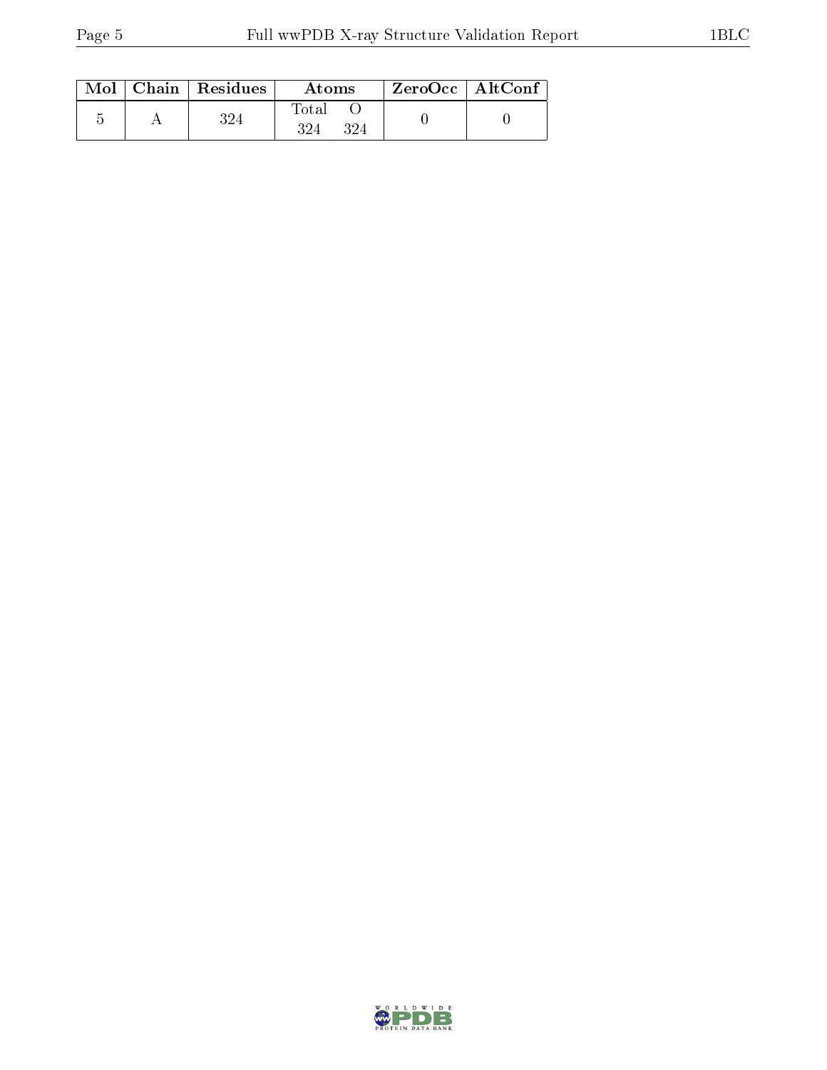| Mol | Chain | Residues | Atoms | | ZeroOcc | AltConf |
|---|---|---|---|---|---|---|
| | | | Total | O | | |
| 5 | A | 324 | 324 | 324 | 0 | 0 |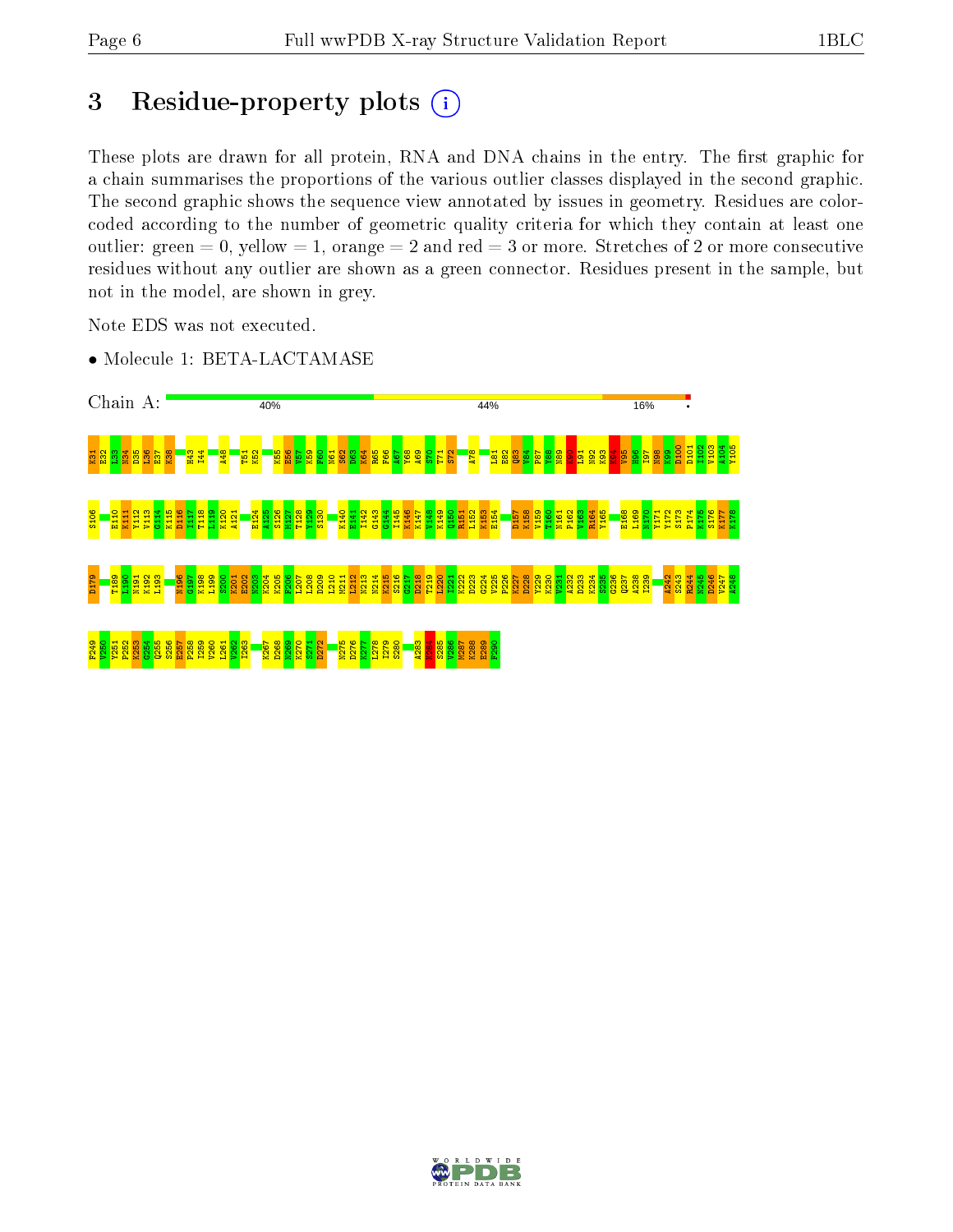# 3 Residue-property plots

These plots are drawn for all protein, RNA and DNA chains in the entry. The first graphic for a chain summarises the proportions of the various outlier classes displayed in the second graphic. The second graphic shows the sequence view annotated by issues in geometry. Residues are color-coded according to the number of geometric quality criteria for which they contain at least one outlier: green = 0, yellow = 1, orange = 2 and red = 3 or more. Stretches of 2 or more consecutive residues without any outlier are shown as a green connector. Residues present in the sample, but not in the model, are shown in grey.

Note EDS was not executed.

- Molecule 1: BETA-LACTAMASE

Chain A: 40% 44% 16% •

K31 E32 L33 N34 D35 L36 E37 K38 H43 I44 A48 T51 K52 K55 E56 V57 K59 F60 N61 S62 D63 K64 R65 F66 A67 Y68 A69 S70 T71 S72 A78 L81 E82 Q83 V84 P87 Y88 N89 K90 L91 N92 K93 K94 V95 H96 I97 N98 K99 D100 D101 I102 V103 A104 Y105 S106 E110 K111 Y112 V113 G114 K115 D116 I117 T118 L119 K120 A121 E124 A125 S126 M127 T128 Y129 S130 K140 E141 I142 G143 G144 I145 K146 K147 V148 K149 Q150 R151 L152 K153 E154 D157 K158 V159 T160 N161 P162 V163 R164 Y165 E168 L169 N170 Y171 Y172 S173 P174 K175 S176 K177 K178 D179 T189 L190 N191 K192 L193 N196 G197 K198 L199 S200 K201 E202 N203 K204 K205 F206 L207 L208 D209 L210 M211 L212 N213 N214 K215 S216 G217 D218 T219 L220 I221 K222 D223 G224 V225 P226 K227 D228 Y229 K230 V231 A232 D233 K234 S235 G236 Q237 A238 I239 A242 S243 R244 N245 D246 V247 A248 F249 V250 Y251 P252 K253 G254 Q255 S256 E257 P258 I259 V260 L261 V262 I263 K267 D268 K269 K270 S271 D272 N275 D276 K277 L278 I279 S280 A283 K284 S285 V286 M287 K288 E289 F290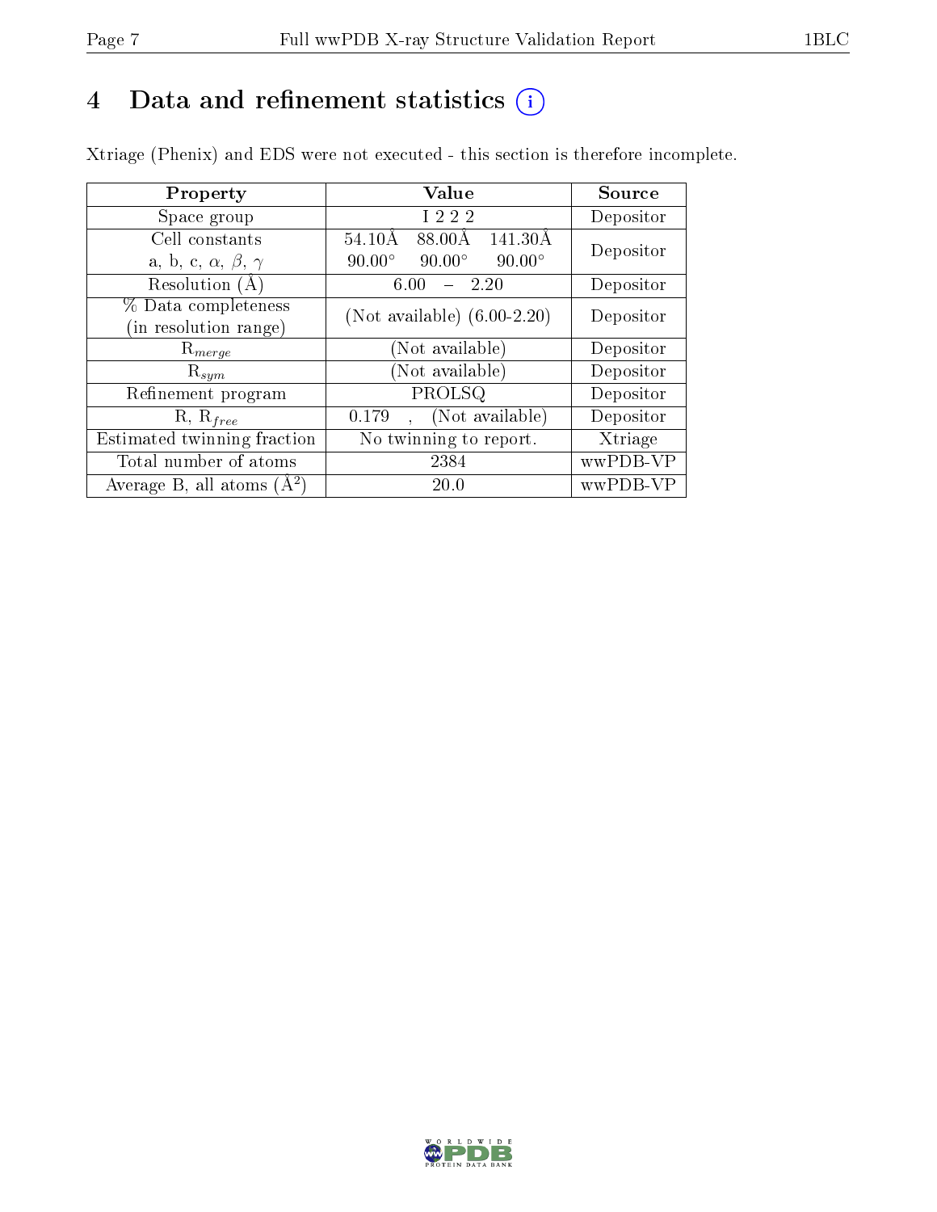# 4 Data and refinement statistics (i)

Xtriage (Phenix) and EDS were not executed - this section is therefore incomplete.

| Property | Value | Source |
|---|---|---|
| Space group | I 2 2 2 | Depositor |
| Cell constants<br>a, b, c, $\alpha$, $\beta$, $\gamma$ | 54.10Å 88.00Å 141.30Å<br>90.00° 90.00° 90.00° | Depositor |
| Resolution (Å) | 6.00 – 2.20 | Depositor |
| % Data completeness<br>(in resolution range) | (Not available) (6.00-2.20) | Depositor |
| $R_{merge}$ | (Not available) | Depositor |
| $R_{sym}$ | (Not available) | Depositor |
| Refinement program | PROLSQ | Depositor |
| R, $R_{free}$ | 0.179 , (Not available) | Depositor |
| Estimated twinning fraction | No twinning to report. | Xtriage |
| Total number of atoms | 2384 | wwPDB-VP |
| Average B, all atoms (Å$^2$) | 20.0 | wwPDB-VP |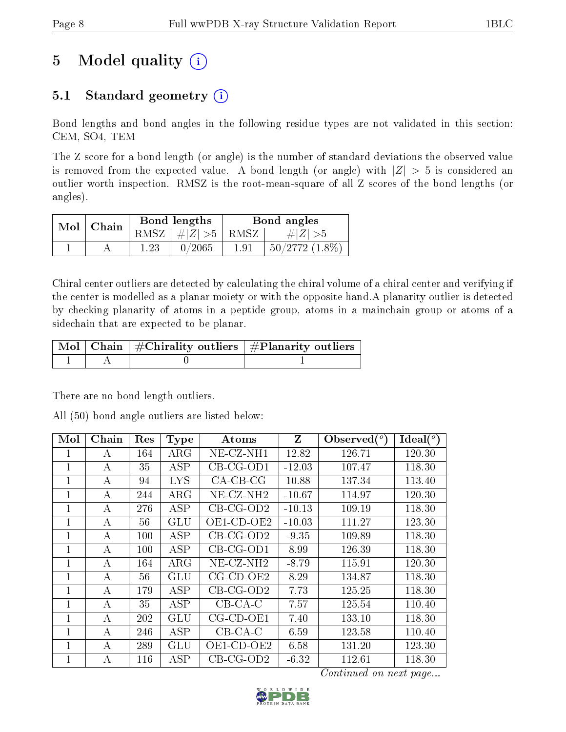# 5 Model quality

## 5.1 Standard geometry

Bond lengths and bond angles in the following residue types are not validated in this section: CEM, SO4, TEM

The Z score for a bond length (or angle) is the number of standard deviations the observed value is removed from the expected value. A bond length (or angle) with $|Z| > 5$ is considered an outlier worth inspection. RMSZ is the root-mean-square of all Z scores of the bond lengths (or angles).

| Mol | Chain | Bond lengths | | Bond angles | |
|---|---|---|---|---|---|
| | | RMSZ | $\#\|Z\| > 5$ | RMSZ | $\#\|Z\| > 5$ |
| 1 | A | 1.23 | 0/2065 | 1.91 | 50/2772 (1.8%) |

Chiral center outliers are detected by calculating the chiral volume of a chiral center and verifying if the center is modelled as a planar moiety or with the opposite hand.A planarity outlier is detected by checking planarity of atoms in a peptide group, atoms in a mainchain group or atoms of a sidechain that are expected to be planar.

| Mol | Chain | #Chirality outliers | #Planarity outliers |
|---|---|---|---|
| 1 | A | 0 | 1 |

There are no bond length outliers.

All (50) bond angle outliers are listed below:

| Mol | Chain | Res | Type | Atoms | Z | Observed($^o$) | Ideal($^o$) |
|---|---|---|---|---|---|---|---|
| 1 | A | 164 | ARG | NE-CZ-NH1 | 12.82 | 126.71 | 120.30 |
| 1 | A | 35 | ASP | CB-CG-OD1 | -12.03 | 107.47 | 118.30 |
| 1 | A | 94 | LYS | CA-CB-CG | 10.88 | 137.34 | 113.40 |
| 1 | A | 244 | ARG | NE-CZ-NH2 | -10.67 | 114.97 | 120.30 |
| 1 | A | 276 | ASP | CB-CG-OD2 | -10.13 | 109.19 | 118.30 |
| 1 | A | 56 | GLU | OE1-CD-OE2 | -10.03 | 111.27 | 123.30 |
| 1 | A | 100 | ASP | CB-CG-OD2 | -9.35 | 109.89 | 118.30 |
| 1 | A | 100 | ASP | CB-CG-OD1 | 8.99 | 126.39 | 118.30 |
| 1 | A | 164 | ARG | NE-CZ-NH2 | -8.79 | 115.91 | 120.30 |
| 1 | A | 56 | GLU | CG-CD-OE2 | 8.29 | 134.87 | 118.30 |
| 1 | A | 179 | ASP | CB-CG-OD2 | 7.73 | 125.25 | 118.30 |
| 1 | A | 35 | ASP | CB-CA-C | 7.57 | 125.54 | 110.40 |
| 1 | A | 202 | GLU | CG-CD-OE1 | 7.40 | 133.10 | 118.30 |
| 1 | A | 246 | ASP | CB-CA-C | 6.59 | 123.58 | 110.40 |
| 1 | A | 289 | GLU | OE1-CD-OE2 | 6.58 | 131.20 | 123.30 |
| 1 | A | 116 | ASP | CB-CG-OD2 | -6.32 | 112.61 | 118.30 |

*Continued on next page...*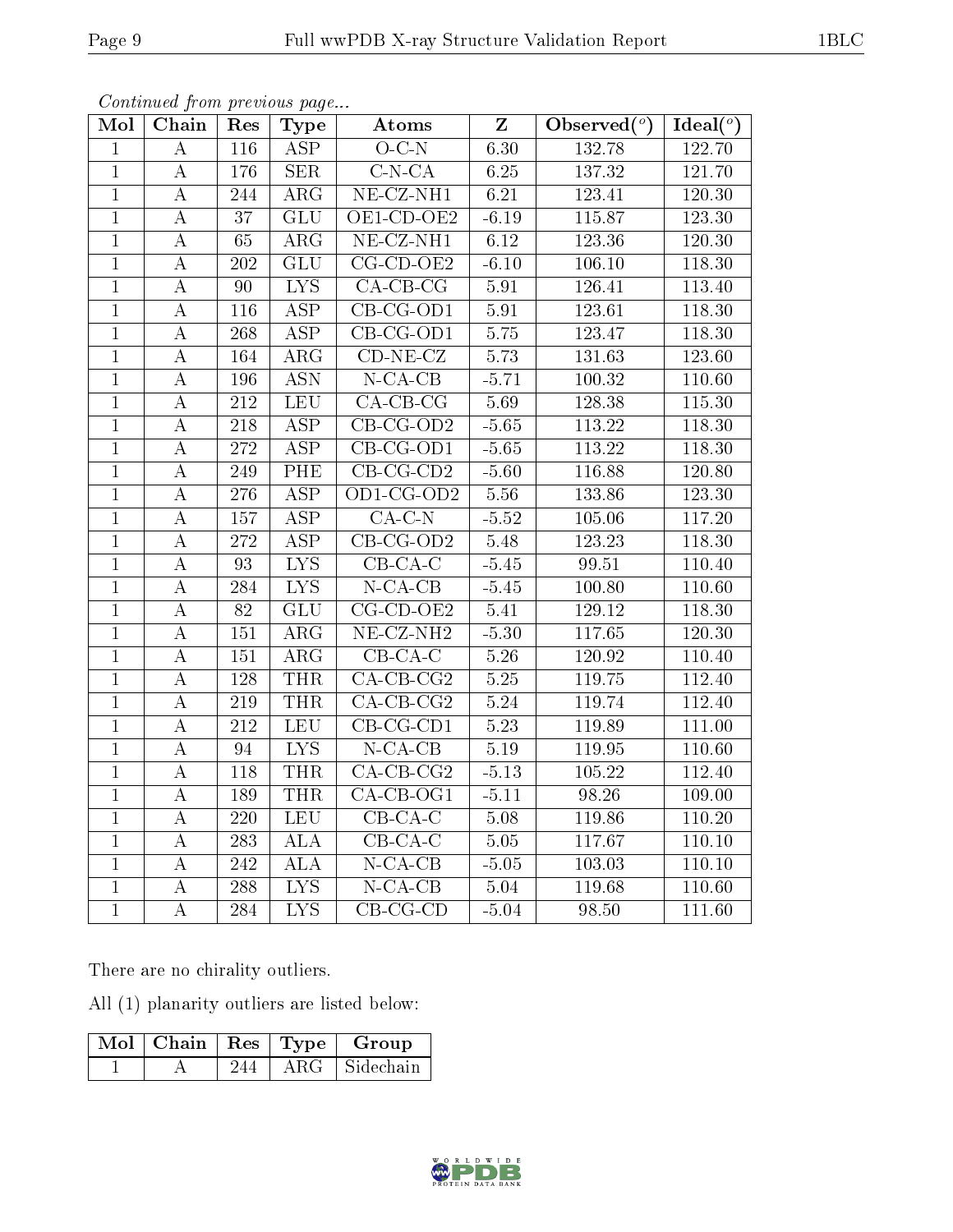*Continued from previous page...*

| Mol | Chain | Res | Type | Atoms | Z | Observed(°) | Ideal(°) |
|---|---|---|---|---|---|---|---|
| 1 | A | 116 | ASP | O-C-N | 6.30 | 132.78 | 122.70 |
| 1 | A | 176 | SER | C-N-CA | 6.25 | 137.32 | 121.70 |
| 1 | A | 244 | ARG | NE-CZ-NH1 | 6.21 | 123.41 | 120.30 |
| 1 | A | 37 | GLU | OE1-CD-OE2 | -6.19 | 115.87 | 123.30 |
| 1 | A | 65 | ARG | NE-CZ-NH1 | 6.12 | 123.36 | 120.30 |
| 1 | A | 202 | GLU | CG-CD-OE2 | -6.10 | 106.10 | 118.30 |
| 1 | A | 90 | LYS | CA-CB-CG | 5.91 | 126.41 | 113.40 |
| 1 | A | 116 | ASP | CB-CG-OD1 | 5.91 | 123.61 | 118.30 |
| 1 | A | 268 | ASP | CB-CG-OD1 | 5.75 | 123.47 | 118.30 |
| 1 | A | 164 | ARG | CD-NE-CZ | 5.73 | 131.63 | 123.60 |
| 1 | A | 196 | ASN | N-CA-CB | -5.71 | 100.32 | 110.60 |
| 1 | A | 212 | LEU | CA-CB-CG | 5.69 | 128.38 | 115.30 |
| 1 | A | 218 | ASP | CB-CG-OD2 | -5.65 | 113.22 | 118.30 |
| 1 | A | 272 | ASP | CB-CG-OD1 | -5.65 | 113.22 | 118.30 |
| 1 | A | 249 | PHE | CB-CG-CD2 | -5.60 | 116.88 | 120.80 |
| 1 | A | 276 | ASP | OD1-CG-OD2 | 5.56 | 133.86 | 123.30 |
| 1 | A | 157 | ASP | CA-C-N | -5.52 | 105.06 | 117.20 |
| 1 | A | 272 | ASP | CB-CG-OD2 | 5.48 | 123.23 | 118.30 |
| 1 | A | 93 | LYS | CB-CA-C | -5.45 | 99.51 | 110.40 |
| 1 | A | 284 | LYS | N-CA-CB | -5.45 | 100.80 | 110.60 |
| 1 | A | 82 | GLU | CG-CD-OE2 | 5.41 | 129.12 | 118.30 |
| 1 | A | 151 | ARG | NE-CZ-NH2 | -5.30 | 117.65 | 120.30 |
| 1 | A | 151 | ARG | CB-CA-C | 5.26 | 120.92 | 110.40 |
| 1 | A | 128 | THR | CA-CB-CG2 | 5.25 | 119.75 | 112.40 |
| 1 | A | 219 | THR | CA-CB-CG2 | 5.24 | 119.74 | 112.40 |
| 1 | A | 212 | LEU | CB-CG-CD1 | 5.23 | 119.89 | 111.00 |
| 1 | A | 94 | LYS | N-CA-CB | 5.19 | 119.95 | 110.60 |
| 1 | A | 118 | THR | CA-CB-CG2 | -5.13 | 105.22 | 112.40 |
| 1 | A | 189 | THR | CA-CB-OG1 | -5.11 | 98.26 | 109.00 |
| 1 | A | 220 | LEU | CB-CA-C | 5.08 | 119.86 | 110.20 |
| 1 | A | 283 | ALA | CB-CA-C | 5.05 | 117.67 | 110.10 |
| 1 | A | 242 | ALA | N-CA-CB | -5.05 | 103.03 | 110.10 |
| 1 | A | 288 | LYS | N-CA-CB | 5.04 | 119.68 | 110.60 |
| 1 | A | 284 | LYS | CB-CG-CD | -5.04 | 98.50 | 111.60 |

There are no chirality outliers.

All (1) planarity outliers are listed below:

| Mol | Chain | Res | Type | Group |
|---|---|---|---|---|
| 1 | A | 244 | ARG | Sidechain |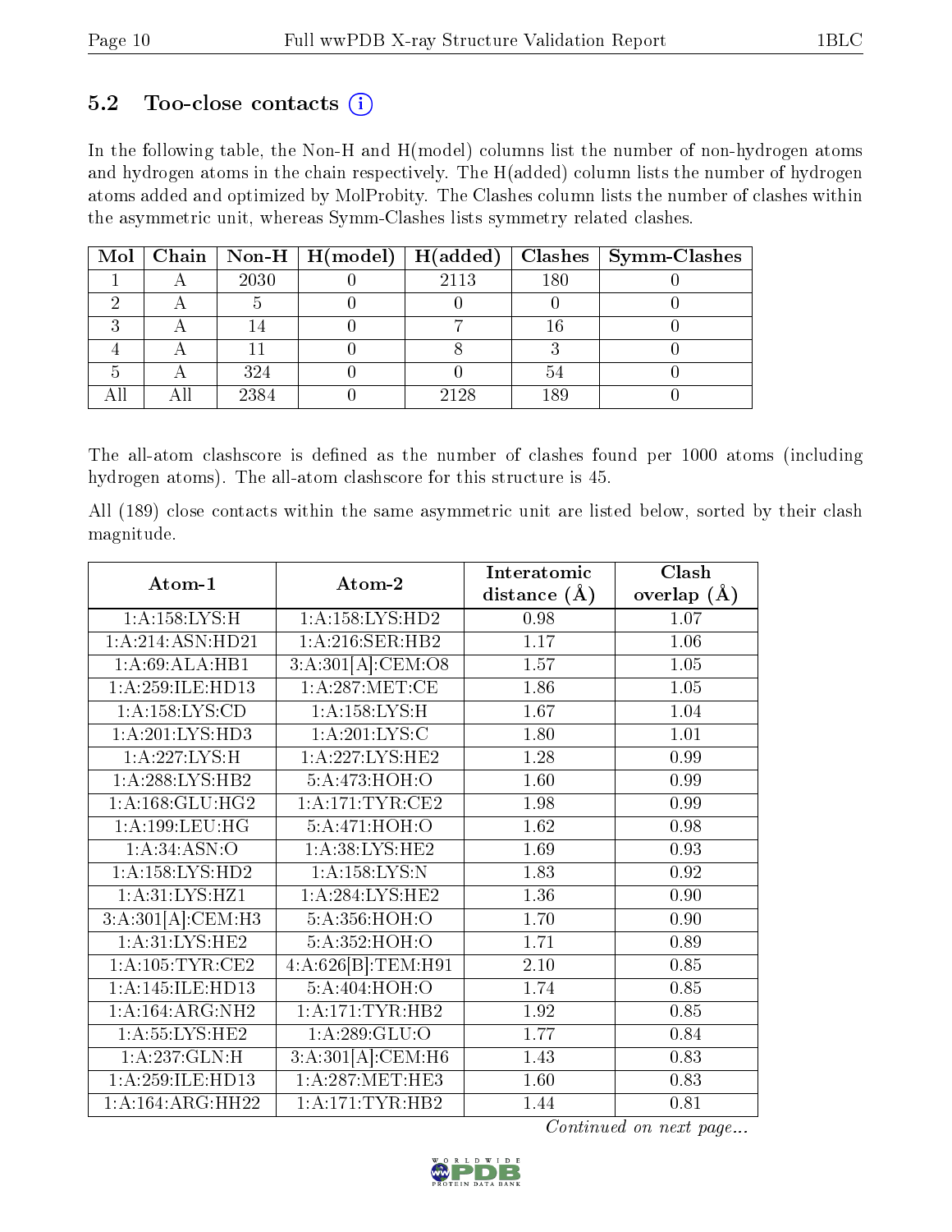### 5.2 Too-close contacts (i)

In the following table, the Non-H and H(model) columns list the number of non-hydrogen atoms and hydrogen atoms in the chain respectively. The H(added) column lists the number of hydrogen atoms added and optimized by MolProbity. The Clashes column lists the number of clashes within the asymmetric unit, whereas Symm-Clashes lists symmetry related clashes.

| Mol | Chain | Non-H | H(model) | H(added) | Clashes | Symm-Clashes |
|---|---|---|---|---|---|---|
| 1 | A | 2030 | 0 | 2113 | 180 | 0 |
| 2 | A | 5 | 0 | 0 | 0 | 0 |
| 3 | A | 14 | 0 | 7 | 16 | 0 |
| 4 | A | 11 | 0 | 8 | 3 | 0 |
| 5 | A | 324 | 0 | 0 | 54 | 0 |
| All | All | 2384 | 0 | 2128 | 189 | 0 |

The all-atom clashscore is defined as the number of clashes found per 1000 atoms (including hydrogen atoms). The all-atom clashscore for this structure is 45.

All (189) close contacts within the same asymmetric unit are listed below, sorted by their clash magnitude.

| Atom-1 | Atom-2 | Interatomic distance (Å) | Clash overlap (Å) |
|---|---|---|---|
| 1:A:158:LYS:H | 1:A:158:LYS:HD2 | 0.98 | 1.07 |
| 1:A:214:ASN:HD21 | 1:A:216:SER:HB2 | 1.17 | 1.06 |
| 1:A:69:ALA:HB1 | 3:A:301[A]:CEM:O8 | 1.57 | 1.05 |
| 1:A:259:ILE:HD13 | 1:A:287:MET:CE | 1.86 | 1.05 |
| 1:A:158:LYS:CD | 1:A:158:LYS:H | 1.67 | 1.04 |
| 1:A:201:LYS:HD3 | 1:A:201:LYS:C | 1.80 | 1.01 |
| 1:A:227:LYS:H | 1:A:227:LYS:HE2 | 1.28 | 0.99 |
| 1:A:288:LYS:HB2 | 5:A:473:HOH:O | 1.60 | 0.99 |
| 1:A:168:GLU:HG2 | 1:A:171:TYR:CE2 | 1.98 | 0.99 |
| 1:A:199:LEU:HG | 5:A:471:HOH:O | 1.62 | 0.98 |
| 1:A:34:ASN:O | 1:A:38:LYS:HE2 | 1.69 | 0.93 |
| 1:A:158:LYS:HD2 | 1:A:158:LYS:N | 1.83 | 0.92 |
| 1:A:31:LYS:HZ1 | 1:A:284:LYS:HE2 | 1.36 | 0.90 |
| 3:A:301[A]:CEM:H3 | 5:A:356:HOH:O | 1.70 | 0.90 |
| 1:A:31:LYS:HE2 | 5:A:352:HOH:O | 1.71 | 0.89 |
| 1:A:105:TYR:CE2 | 4:A:626[B]:TEM:H91 | 2.10 | 0.85 |
| 1:A:145:ILE:HD13 | 5:A:404:HOH:O | 1.74 | 0.85 |
| 1:A:164:ARG:NH2 | 1:A:171:TYR:HB2 | 1.92 | 0.85 |
| 1:A:55:LYS:HE2 | 1:A:289:GLU:O | 1.77 | 0.84 |
| 1:A:237:GLN:H | 3:A:301[A]:CEM:H6 | 1.43 | 0.83 |
| 1:A:259:ILE:HD13 | 1:A:287:MET:HE3 | 1.60 | 0.83 |
| 1:A:164:ARG:HH22 | 1:A:171:TYR:HB2 | 1.44 | 0.81 |

*Continued on next page...*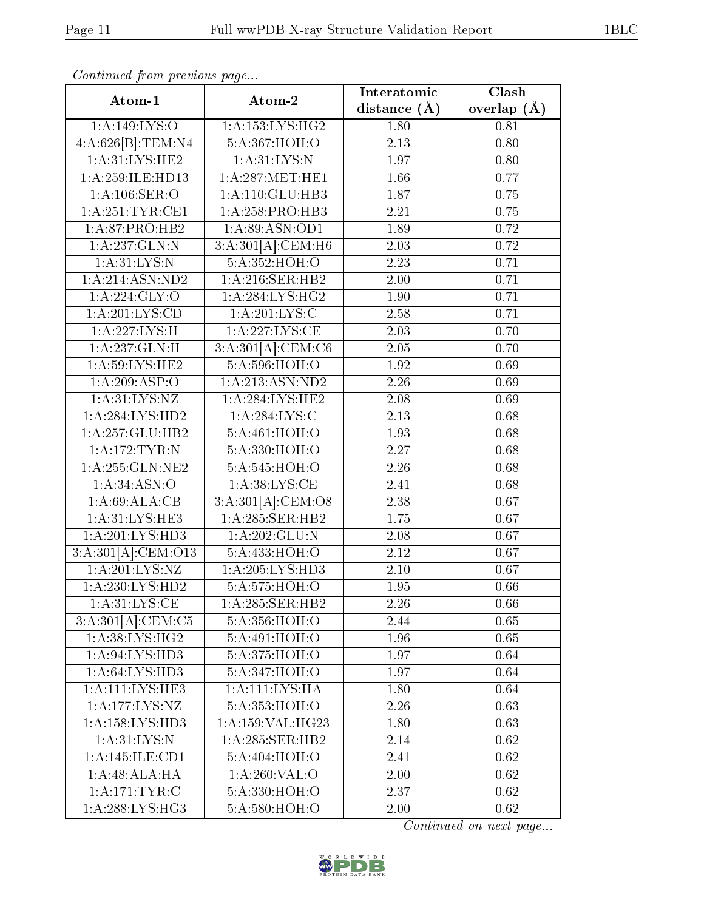*Continued from previous page...*

| Atom-1 | Atom-2 | Interatomic distance (Å) | Clash overlap (Å) |
|---|---|---|---|
| 1:A:149:LYS:O | 1:A:153:LYS:HG2 | 1.80 | 0.81 |
| 4:A:626[B]:TEM:N4 | 5:A:367:HOH:O | 2.13 | 0.80 |
| 1:A:31:LYS:HE2 | 1:A:31:LYS:N | 1.97 | 0.80 |
| 1:A:259:ILE:HD13 | 1:A:287:MET:HE1 | 1.66 | 0.77 |
| 1:A:106:SER:O | 1:A:110:GLU:HB3 | 1.87 | 0.75 |
| 1:A:251:TYR:CE1 | 1:A:258:PRO:HB3 | 2.21 | 0.75 |
| 1:A:87:PRO:HB2 | 1:A:89:ASN:OD1 | 1.89 | 0.72 |
| 1:A:237:GLN:N | 3:A:301[A]:CEM:H6 | 2.03 | 0.72 |
| 1:A:31:LYS:N | 5:A:352:HOH:O | 2.23 | 0.71 |
| 1:A:214:ASN:ND2 | 1:A:216:SER:HB2 | 2.00 | 0.71 |
| 1:A:224:GLY:O | 1:A:284:LYS:HG2 | 1.90 | 0.71 |
| 1:A:201:LYS:CD | 1:A:201:LYS:C | 2.58 | 0.71 |
| 1:A:227:LYS:H | 1:A:227:LYS:CE | 2.03 | 0.70 |
| 1:A:237:GLN:H | 3:A:301[A]:CEM:C6 | 2.05 | 0.70 |
| 1:A:59:LYS:HE2 | 5:A:596:HOH:O | 1.92 | 0.69 |
| 1:A:209:ASP:O | 1:A:213:ASN:ND2 | 2.26 | 0.69 |
| 1:A:31:LYS:NZ | 1:A:284:LYS:HE2 | 2.08 | 0.69 |
| 1:A:284:LYS:HD2 | 1:A:284:LYS:C | 2.13 | 0.68 |
| 1:A:257:GLU:HB2 | 5:A:461:HOH:O | 1.93 | 0.68 |
| 1:A:172:TYR:N | 5:A:330:HOH:O | 2.27 | 0.68 |
| 1:A:255:GLN:NE2 | 5:A:545:HOH:O | 2.26 | 0.68 |
| 1:A:34:ASN:O | 1:A:38:LYS:CE | 2.41 | 0.68 |
| 1:A:69:ALA:CB | 3:A:301[A]:CEM:O8 | 2.38 | 0.67 |
| 1:A:31:LYS:HE3 | 1:A:285:SER:HB2 | 1.75 | 0.67 |
| 1:A:201:LYS:HD3 | 1:A:202:GLU:N | 2.08 | 0.67 |
| 3:A:301[A]:CEM:O13 | 5:A:433:HOH:O | 2.12 | 0.67 |
| 1:A:201:LYS:NZ | 1:A:205:LYS:HD3 | 2.10 | 0.67 |
| 1:A:230:LYS:HD2 | 5:A:575:HOH:O | 1.95 | 0.66 |
| 1:A:31:LYS:CE | 1:A:285:SER:HB2 | 2.26 | 0.66 |
| 3:A:301[A]:CEM:C5 | 5:A:356:HOH:O | 2.44 | 0.65 |
| 1:A:38:LYS:HG2 | 5:A:491:HOH:O | 1.96 | 0.65 |
| 1:A:94:LYS:HD3 | 5:A:375:HOH:O | 1.97 | 0.64 |
| 1:A:64:LYS:HD3 | 5:A:347:HOH:O | 1.97 | 0.64 |
| 1:A:111:LYS:HE3 | 1:A:111:LYS:HA | 1.80 | 0.64 |
| 1:A:177:LYS:NZ | 5:A:353:HOH:O | 2.26 | 0.63 |
| 1:A:158:LYS:HD3 | 1:A:159:VAL:HG23 | 1.80 | 0.63 |
| 1:A:31:LYS:N | 1:A:285:SER:HB2 | 2.14 | 0.62 |
| 1:A:145:ILE:CD1 | 5:A:404:HOH:O | 2.41 | 0.62 |
| 1:A:48:ALA:HA | 1:A:260:VAL:O | 2.00 | 0.62 |
| 1:A:171:TYR:C | 5:A:330:HOH:O | 2.37 | 0.62 |
| 1:A:288:LYS:HG3 | 5:A:580:HOH:O | 2.00 | 0.62 |

*Continued on next page...*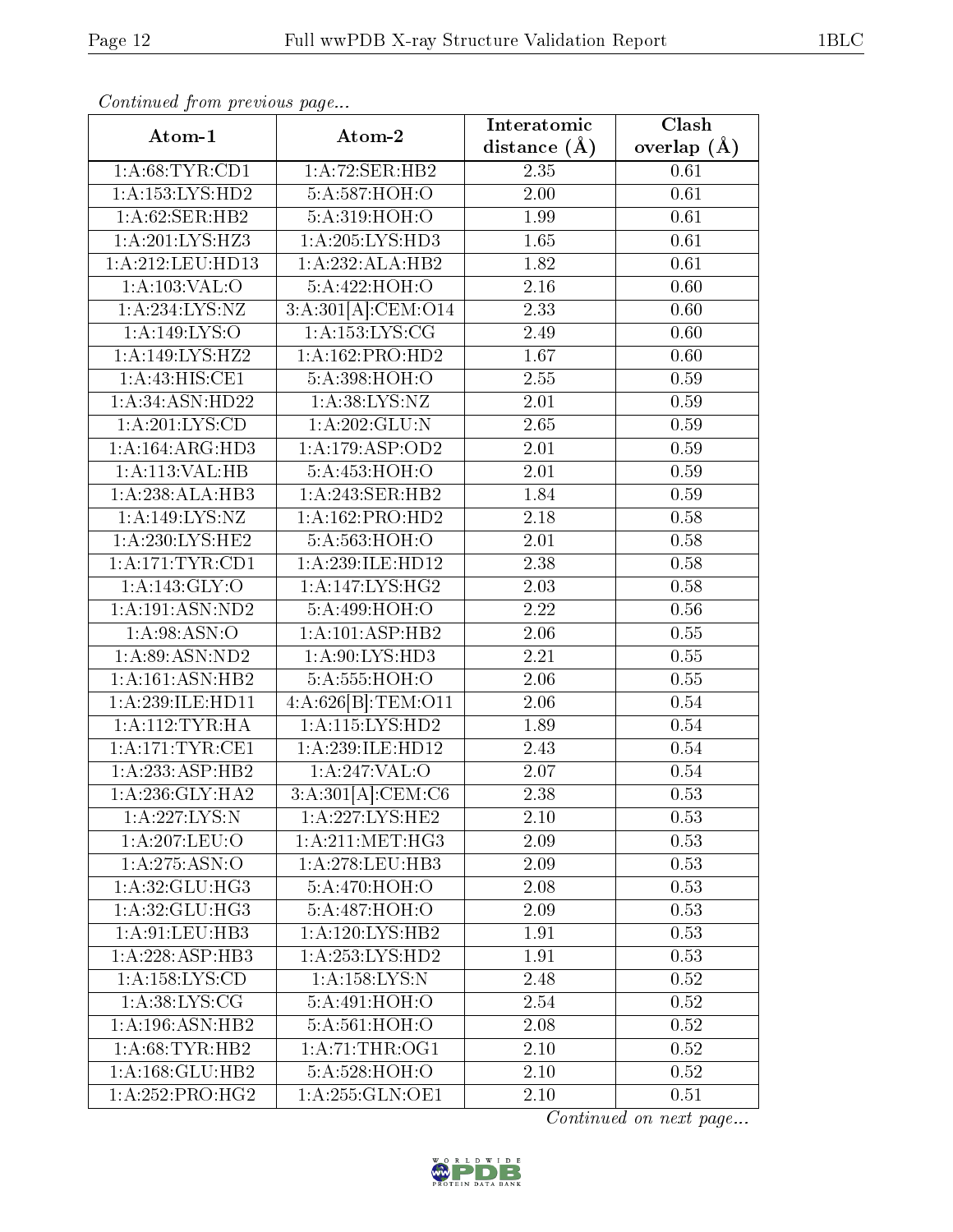*Continued from previous page...*

| Atom-1 | Atom-2 | Interatomic distance (Å) | Clash overlap (Å) |
|---|---|---|---|
| 1:A:68:TYR:CD1 | 1:A:72:SER:HB2 | 2.35 | 0.61 |
| 1:A:153:LYS:HD2 | 5:A:587:HOH:O | 2.00 | 0.61 |
| 1:A:62:SER:HB2 | 5:A:319:HOH:O | 1.99 | 0.61 |
| 1:A:201:LYS:HZ3 | 1:A:205:LYS:HD3 | 1.65 | 0.61 |
| 1:A:212:LEU:HD13 | 1:A:232:ALA:HB2 | 1.82 | 0.61 |
| 1:A:103:VAL:O | 5:A:422:HOH:O | 2.16 | 0.60 |
| 1:A:234:LYS:NZ | 3:A:301[A]:CEM:O14 | 2.33 | 0.60 |
| 1:A:149:LYS:O | 1:A:153:LYS:CG | 2.49 | 0.60 |
| 1:A:149:LYS:HZ2 | 1:A:162:PRO:HD2 | 1.67 | 0.60 |
| 1:A:43:HIS:CE1 | 5:A:398:HOH:O | 2.55 | 0.59 |
| 1:A:34:ASN:HD22 | 1:A:38:LYS:NZ | 2.01 | 0.59 |
| 1:A:201:LYS:CD | 1:A:202:GLU:N | 2.65 | 0.59 |
| 1:A:164:ARG:HD3 | 1:A:179:ASP:OD2 | 2.01 | 0.59 |
| 1:A:113:VAL:HB | 5:A:453:HOH:O | 2.01 | 0.59 |
| 1:A:238:ALA:HB3 | 1:A:243:SER:HB2 | 1.84 | 0.59 |
| 1:A:149:LYS:NZ | 1:A:162:PRO:HD2 | 2.18 | 0.58 |
| 1:A:230:LYS:HE2 | 5:A:563:HOH:O | 2.01 | 0.58 |
| 1:A:171:TYR:CD1 | 1:A:239:ILE:HD12 | 2.38 | 0.58 |
| 1:A:143:GLY:O | 1:A:147:LYS:HG2 | 2.03 | 0.58 |
| 1:A:191:ASN:ND2 | 5:A:499:HOH:O | 2.22 | 0.56 |
| 1:A:98:ASN:O | 1:A:101:ASP:HB2 | 2.06 | 0.55 |
| 1:A:89:ASN:ND2 | 1:A:90:LYS:HD3 | 2.21 | 0.55 |
| 1:A:161:ASN:HB2 | 5:A:555:HOH:O | 2.06 | 0.55 |
| 1:A:239:ILE:HD11 | 4:A:626[B]:TEM:O11 | 2.06 | 0.54 |
| 1:A:112:TYR:HA | 1:A:115:LYS:HD2 | 1.89 | 0.54 |
| 1:A:171:TYR:CE1 | 1:A:239:ILE:HD12 | 2.43 | 0.54 |
| 1:A:233:ASP:HB2 | 1:A:247:VAL:O | 2.07 | 0.54 |
| 1:A:236:GLY:HA2 | 3:A:301[A]:CEM:C6 | 2.38 | 0.53 |
| 1:A:227:LYS:N | 1:A:227:LYS:HE2 | 2.10 | 0.53 |
| 1:A:207:LEU:O | 1:A:211:MET:HG3 | 2.09 | 0.53 |
| 1:A:275:ASN:O | 1:A:278:LEU:HB3 | 2.09 | 0.53 |
| 1:A:32:GLU:HG3 | 5:A:470:HOH:O | 2.08 | 0.53 |
| 1:A:32:GLU:HG3 | 5:A:487:HOH:O | 2.09 | 0.53 |
| 1:A:91:LEU:HB3 | 1:A:120:LYS:HB2 | 1.91 | 0.53 |
| 1:A:228:ASP:HB3 | 1:A:253:LYS:HD2 | 1.91 | 0.53 |
| 1:A:158:LYS:CD | 1:A:158:LYS:N | 2.48 | 0.52 |
| 1:A:38:LYS:CG | 5:A:491:HOH:O | 2.54 | 0.52 |
| 1:A:196:ASN:HB2 | 5:A:561:HOH:O | 2.08 | 0.52 |
| 1:A:68:TYR:HB2 | 1:A:71:THR:OG1 | 2.10 | 0.52 |
| 1:A:168:GLU:HB2 | 5:A:528:HOH:O | 2.10 | 0.52 |
| 1:A:252:PRO:HG2 | 1:A:255:GLN:OE1 | 2.10 | 0.51 |

*Continued on next page...*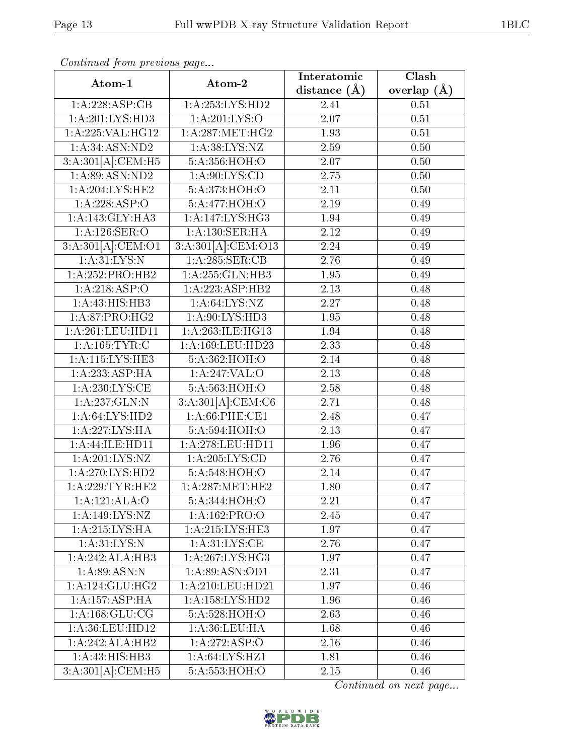*Continued from previous page...*

| Atom-1 | Atom-2 | Interatomic distance (Å) | Clash overlap (Å) |
|---|---|---|---|
| 1:A:228:ASP:CB | 1:A:253:LYS:HD2 | 2.41 | 0.51 |
| 1:A:201:LYS:HD3 | 1:A:201:LYS:O | 2.07 | 0.51 |
| 1:A:225:VAL:HG12 | 1:A:287:MET:HG2 | 1.93 | 0.51 |
| 1:A:34:ASN:ND2 | 1:A:38:LYS:NZ | 2.59 | 0.50 |
| 3:A:301[A]:CEM:H5 | 5:A:356:HOH:O | 2.07 | 0.50 |
| 1:A:89:ASN:ND2 | 1:A:90:LYS:CD | 2.75 | 0.50 |
| 1:A:204:LYS:HE2 | 5:A:373:HOH:O | 2.11 | 0.50 |
| 1:A:228:ASP:O | 5:A:477:HOH:O | 2.19 | 0.49 |
| 1:A:143:GLY:HA3 | 1:A:147:LYS:HG3 | 1.94 | 0.49 |
| 1:A:126:SER:O | 1:A:130:SER:HA | 2.12 | 0.49 |
| 3:A:301[A]:CEM:O1 | 3:A:301[A]:CEM:O13 | 2.24 | 0.49 |
| 1:A:31:LYS:N | 1:A:285:SER:CB | 2.76 | 0.49 |
| 1:A:252:PRO:HB2 | 1:A:255:GLN:HB3 | 1.95 | 0.49 |
| 1:A:218:ASP:O | 1:A:223:ASP:HB2 | 2.13 | 0.48 |
| 1:A:43:HIS:HB3 | 1:A:64:LYS:NZ | 2.27 | 0.48 |
| 1:A:87:PRO:HG2 | 1:A:90:LYS:HD3 | 1.95 | 0.48 |
| 1:A:261:LEU:HD11 | 1:A:263:ILE:HG13 | 1.94 | 0.48 |
| 1:A:165:TYR:C | 1:A:169:LEU:HD23 | 2.33 | 0.48 |
| 1:A:115:LYS:HE3 | 5:A:362:HOH:O | 2.14 | 0.48 |
| 1:A:233:ASP:HA | 1:A:247:VAL:O | 2.13 | 0.48 |
| 1:A:230:LYS:CE | 5:A:563:HOH:O | 2.58 | 0.48 |
| 1:A:237:GLN:N | 3:A:301[A]:CEM:C6 | 2.71 | 0.48 |
| 1:A:64:LYS:HD2 | 1:A:66:PHE:CE1 | 2.48 | 0.47 |
| 1:A:227:LYS:HA | 5:A:594:HOH:O | 2.13 | 0.47 |
| 1:A:44:ILE:HD11 | 1:A:278:LEU:HD11 | 1.96 | 0.47 |
| 1:A:201:LYS:NZ | 1:A:205:LYS:CD | 2.76 | 0.47 |
| 1:A:270:LYS:HD2 | 5:A:548:HOH:O | 2.14 | 0.47 |
| 1:A:229:TYR:HE2 | 1:A:287:MET:HE2 | 1.80 | 0.47 |
| 1:A:121:ALA:O | 5:A:344:HOH:O | 2.21 | 0.47 |
| 1:A:149:LYS:NZ | 1:A:162:PRO:O | 2.45 | 0.47 |
| 1:A:215:LYS:HA | 1:A:215:LYS:HE3 | 1.97 | 0.47 |
| 1:A:31:LYS:N | 1:A:31:LYS:CE | 2.76 | 0.47 |
| 1:A:242:ALA:HB3 | 1:A:267:LYS:HG3 | 1.97 | 0.47 |
| 1:A:89:ASN:N | 1:A:89:ASN:OD1 | 2.31 | 0.47 |
| 1:A:124:GLU:HG2 | 1:A:210:LEU:HD21 | 1.97 | 0.46 |
| 1:A:157:ASP:HA | 1:A:158:LYS:HD2 | 1.96 | 0.46 |
| 1:A:168:GLU:CG | 5:A:528:HOH:O | 2.63 | 0.46 |
| 1:A:36:LEU:HD12 | 1:A:36:LEU:HA | 1.68 | 0.46 |
| 1:A:242:ALA:HB2 | 1:A:272:ASP:O | 2.16 | 0.46 |
| 1:A:43:HIS:HB3 | 1:A:64:LYS:HZ1 | 1.81 | 0.46 |
| 3:A:301[A]:CEM:H5 | 5:A:553:HOH:O | 2.15 | 0.46 |

*Continued on next page...*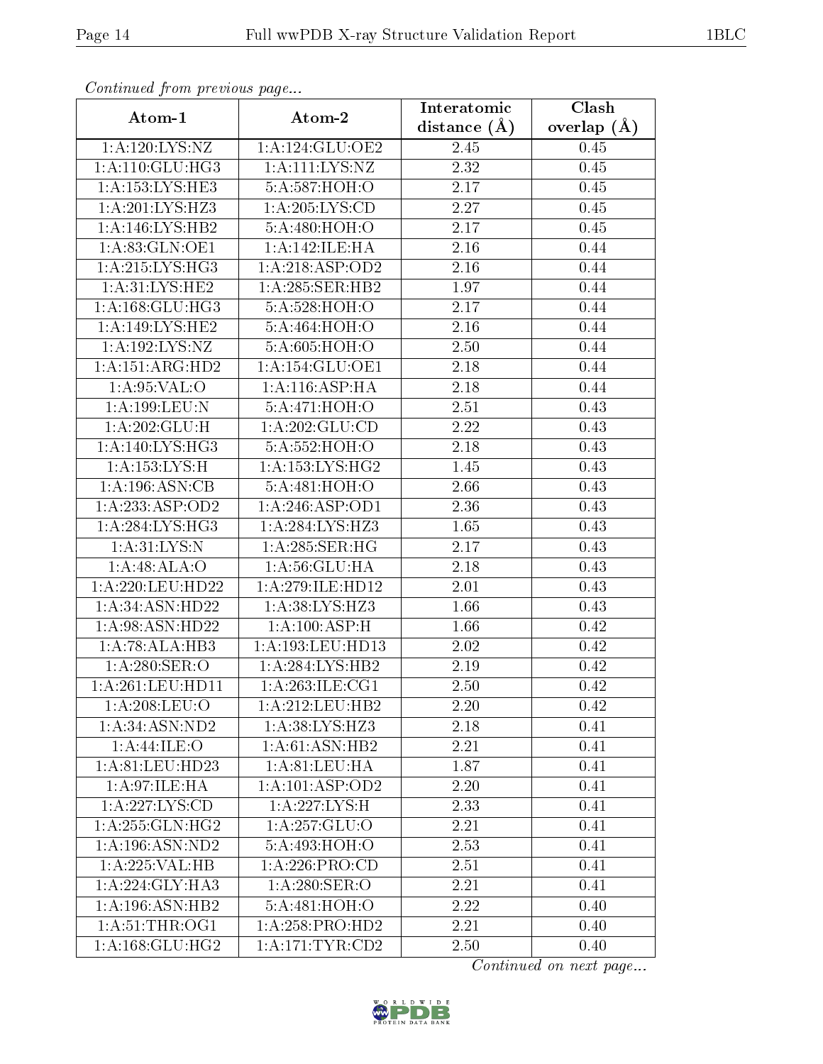*Continued from previous page...*

| Atom-1 | Atom-2 | Interatomic distance (Å) | Clash overlap (Å) |
|---|---|---|---|
| 1:A:120:LYS:NZ | 1:A:124:GLU:OE2 | 2.45 | 0.45 |
| 1:A:110:GLU:HG3 | 1:A:111:LYS:NZ | 2.32 | 0.45 |
| 1:A:153:LYS:HE3 | 5:A:587:HOH:O | 2.17 | 0.45 |
| 1:A:201:LYS:HZ3 | 1:A:205:LYS:CD | 2.27 | 0.45 |
| 1:A:146:LYS:HB2 | 5:A:480:HOH:O | 2.17 | 0.45 |
| 1:A:83:GLN:OE1 | 1:A:142:ILE:HA | 2.16 | 0.44 |
| 1:A:215:LYS:HG3 | 1:A:218:ASP:OD2 | 2.16 | 0.44 |
| 1:A:31:LYS:HE2 | 1:A:285:SER:HB2 | 1.97 | 0.44 |
| 1:A:168:GLU:HG3 | 5:A:528:HOH:O | 2.17 | 0.44 |
| 1:A:149:LYS:HE2 | 5:A:464:HOH:O | 2.16 | 0.44 |
| 1:A:192:LYS:NZ | 5:A:605:HOH:O | 2.50 | 0.44 |
| 1:A:151:ARG:HD2 | 1:A:154:GLU:OE1 | 2.18 | 0.44 |
| 1:A:95:VAL:O | 1:A:116:ASP:HA | 2.18 | 0.44 |
| 1:A:199:LEU:N | 5:A:471:HOH:O | 2.51 | 0.43 |
| 1:A:202:GLU:H | 1:A:202:GLU:CD | 2.22 | 0.43 |
| 1:A:140:LYS:HG3 | 5:A:552:HOH:O | 2.18 | 0.43 |
| 1:A:153:LYS:H | 1:A:153:LYS:HG2 | 1.45 | 0.43 |
| 1:A:196:ASN:CB | 5:A:481:HOH:O | 2.66 | 0.43 |
| 1:A:233:ASP:OD2 | 1:A:246:ASP:OD1 | 2.36 | 0.43 |
| 1:A:284:LYS:HG3 | 1:A:284:LYS:HZ3 | 1.65 | 0.43 |
| 1:A:31:LYS:N | 1:A:285:SER:HG | 2.17 | 0.43 |
| 1:A:48:ALA:O | 1:A:56:GLU:HA | 2.18 | 0.43 |
| 1:A:220:LEU:HD22 | 1:A:279:ILE:HD12 | 2.01 | 0.43 |
| 1:A:34:ASN:HD22 | 1:A:38:LYS:HZ3 | 1.66 | 0.43 |
| 1:A:98:ASN:HD22 | 1:A:100:ASP:H | 1.66 | 0.42 |
| 1:A:78:ALA:HB3 | 1:A:193:LEU:HD13 | 2.02 | 0.42 |
| 1:A:280:SER:O | 1:A:284:LYS:HB2 | 2.19 | 0.42 |
| 1:A:261:LEU:HD11 | 1:A:263:ILE:CG1 | 2.50 | 0.42 |
| 1:A:208:LEU:O | 1:A:212:LEU:HB2 | 2.20 | 0.42 |
| 1:A:34:ASN:ND2 | 1:A:38:LYS:HZ3 | 2.18 | 0.41 |
| 1:A:44:ILE:O | 1:A:61:ASN:HB2 | 2.21 | 0.41 |
| 1:A:81:LEU:HD23 | 1:A:81:LEU:HA | 1.87 | 0.41 |
| 1:A:97:ILE:HA | 1:A:101:ASP:OD2 | 2.20 | 0.41 |
| 1:A:227:LYS:CD | 1:A:227:LYS:H | 2.33 | 0.41 |
| 1:A:255:GLN:HG2 | 1:A:257:GLU:O | 2.21 | 0.41 |
| 1:A:196:ASN:ND2 | 5:A:493:HOH:O | 2.53 | 0.41 |
| 1:A:225:VAL:HB | 1:A:226:PRO:CD | 2.51 | 0.41 |
| 1:A:224:GLY:HA3 | 1:A:280:SER:O | 2.21 | 0.41 |
| 1:A:196:ASN:HB2 | 5:A:481:HOH:O | 2.22 | 0.40 |
| 1:A:51:THR:OG1 | 1:A:258:PRO:HD2 | 2.21 | 0.40 |
| 1:A:168:GLU:HG2 | 1:A:171:TYR:CD2 | 2.50 | 0.40 |

*Continued on next page...*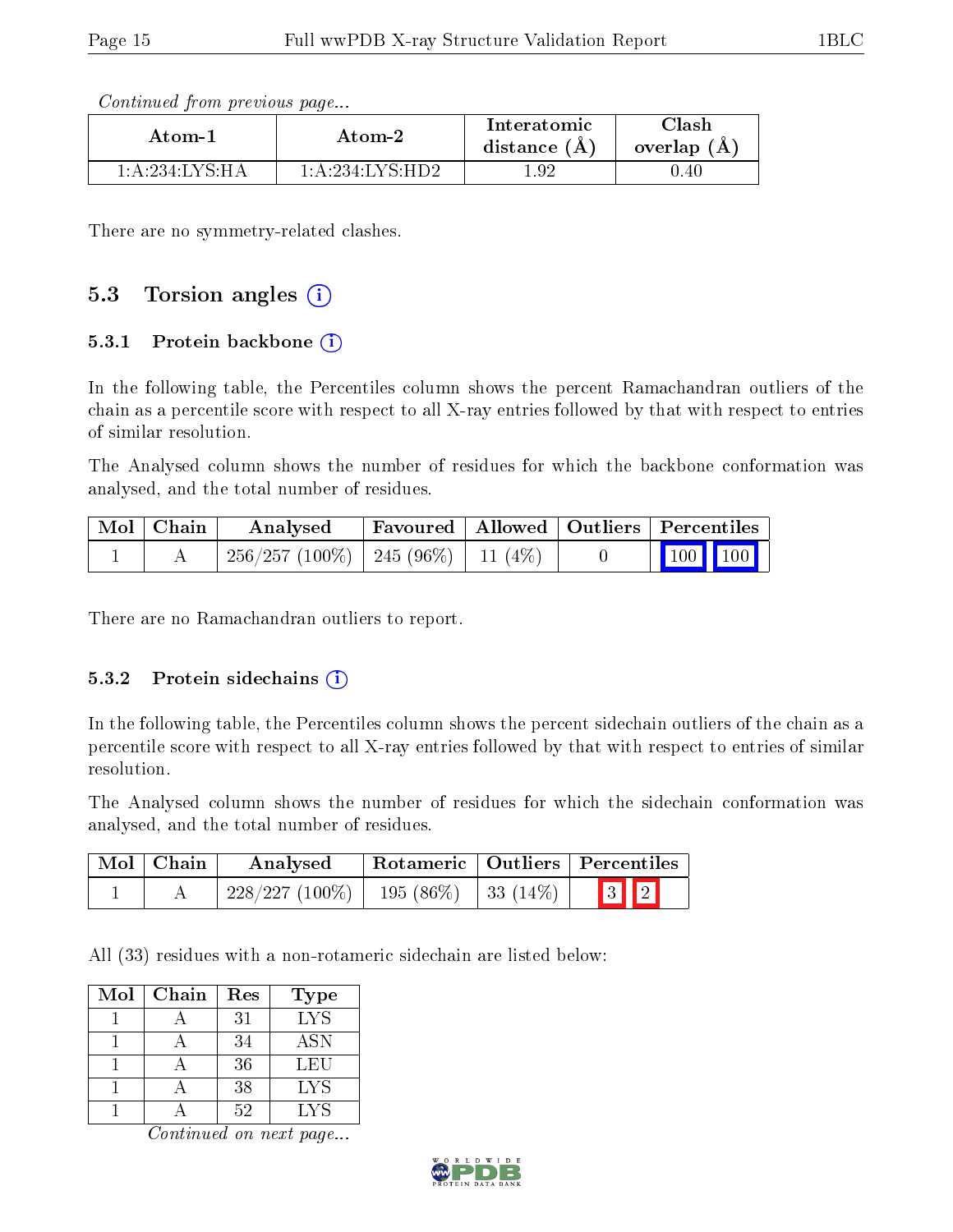*Continued from previous page...*

| Atom-1 | Atom-2 | Interatomic distance (Å) | Clash overlap (Å) |
|---|---|---|---|
| 1:A:234:LYS:HA | 1:A:234:LYS:HD2 | 1.92 | 0.40 |

There are no symmetry-related clashes.

## 5.3 Torsion angles

### 5.3.1 Protein backbone

In the following table, the Percentiles column shows the percent Ramachandran outliers of the chain as a percentile score with respect to all X-ray entries followed by that with respect to entries of similar resolution.

The Analysed column shows the number of residues for which the backbone conformation was analysed, and the total number of residues.

| Mol | Chain | Analysed | Favoured | Allowed | Outliers | Percentiles |
|---|---|---|---|---|---|---|
| 1 | A | 256/257 (100%) | 245 (96%) | 11 (4%) | 0 | 100 100 |

There are no Ramachandran outliers to report.

### 5.3.2 Protein sidechains

In the following table, the Percentiles column shows the percent sidechain outliers of the chain as a percentile score with respect to all X-ray entries followed by that with respect to entries of similar resolution.

The Analysed column shows the number of residues for which the sidechain conformation was analysed, and the total number of residues.

| Mol | Chain | Analysed | Rotameric | Outliers | Percentiles |
|---|---|---|---|---|---|
| 1 | A | 228/227 (100%) | 195 (86%) | 33 (14%) | 3 2 |

All (33) residues with a non-rotameric sidechain are listed below:

| Mol | Chain | Res | Type |
|---|---|---|---|
| 1 | A | 31 | LYS |
| 1 | A | 34 | ASN |
| 1 | A | 36 | LEU |
| 1 | A | 38 | LYS |
| 1 | A | 52 | LYS |

*Continued on next page...*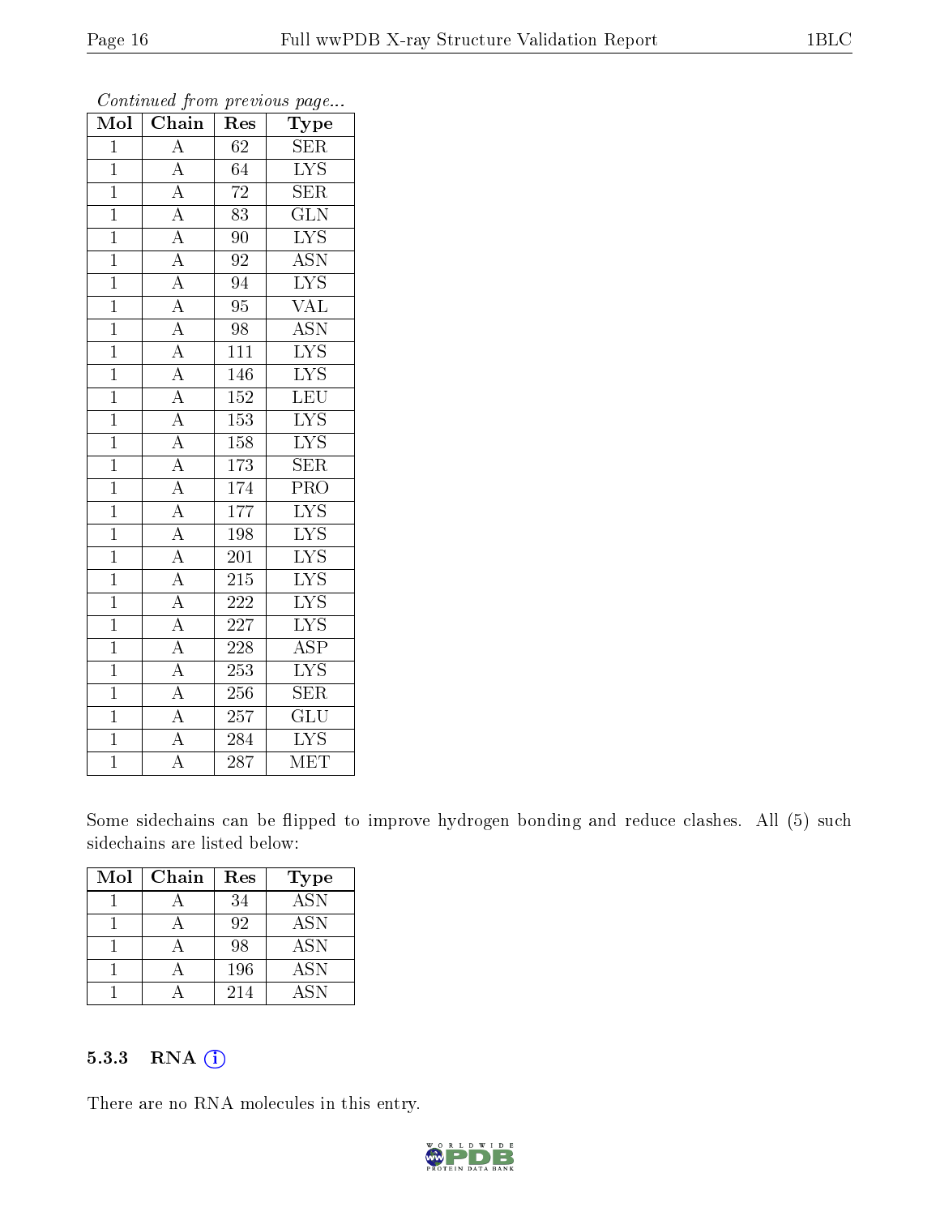*Continued from previous page...*

| Mol | Chain | Res | Type |
|---|---|---|---|
| 1 | A | 62 | SER |
| 1 | A | 64 | LYS |
| 1 | A | 72 | SER |
| 1 | A | 83 | GLN |
| 1 | A | 90 | LYS |
| 1 | A | 92 | ASN |
| 1 | A | 94 | LYS |
| 1 | A | 95 | VAL |
| 1 | A | 98 | ASN |
| 1 | A | 111 | LYS |
| 1 | A | 146 | LYS |
| 1 | A | 152 | LEU |
| 1 | A | 153 | LYS |
| 1 | A | 158 | LYS |
| 1 | A | 173 | SER |
| 1 | A | 174 | PRO |
| 1 | A | 177 | LYS |
| 1 | A | 198 | LYS |
| 1 | A | 201 | LYS |
| 1 | A | 215 | LYS |
| 1 | A | 222 | LYS |
| 1 | A | 227 | LYS |
| 1 | A | 228 | ASP |
| 1 | A | 253 | LYS |
| 1 | A | 256 | SER |
| 1 | A | 257 | GLU |
| 1 | A | 284 | LYS |
| 1 | A | 287 | MET |

Some sidechains can be flipped to improve hydrogen bonding and reduce clashes. All (5) such sidechains are listed below:

| Mol | Chain | Res | Type |
|---|---|---|---|
| 1 | A | 34 | ASN |
| 1 | A | 92 | ASN |
| 1 | A | 98 | ASN |
| 1 | A | 196 | ASN |
| 1 | A | 214 | ASN |

### 5.3.3 RNA

There are no RNA molecules in this entry.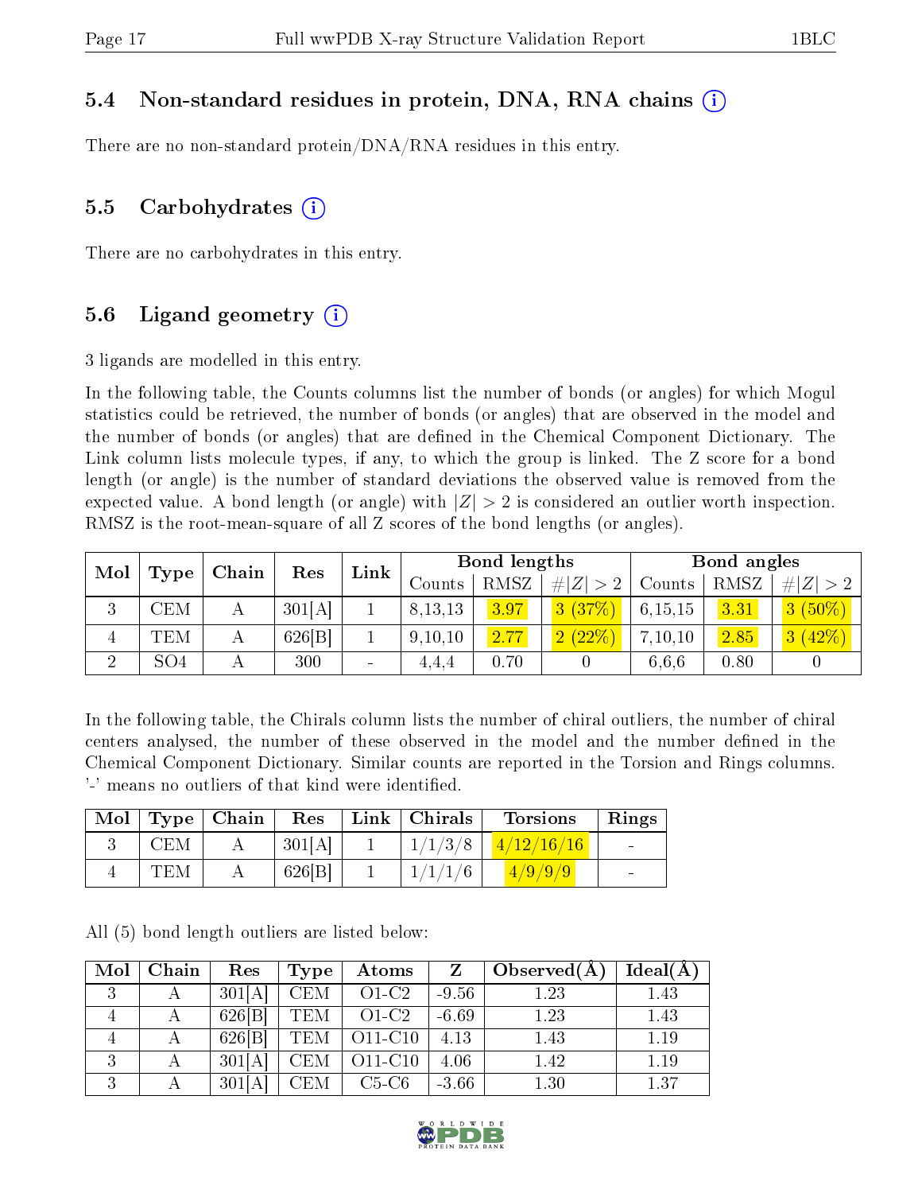### 5.4 Non-standard residues in protein, DNA, RNA chains (i)

There are no non-standard protein/DNA/RNA residues in this entry.

### 5.5 Carbohydrates (i)

There are no carbohydrates in this entry.

### 5.6 Ligand geometry (i)

3 ligands are modelled in this entry.

In the following table, the Counts columns list the number of bonds (or angles) for which Mogul statistics could be retrieved, the number of bonds (or angles) that are observed in the model and the number of bonds (or angles) that are defined in the Chemical Component Dictionary. The Link column lists molecule types, if any, to which the group is linked. The Z score for a bond length (or angle) is the number of standard deviations the observed value is removed from the expected value. A bond length (or angle) with $|Z| > 2$ is considered an outlier worth inspection. RMSZ is the root-mean-square of all Z scores of the bond lengths (or angles).

| Mol | Type | Chain | Res | Link | Bond lengths | | | Bond angles | | |
|---|---|---|---|---|---|---|---|---|---|---|
| | | | | | Counts | RMSZ | $\#\|Z\| > 2$ | Counts | RMSZ | $\#\|Z\| > 2$ |
| 3 | CEM | A | 301[A] | 1 | 8,13,13 | 3.97 | 3 (37%) | 6,15,15 | 3.31 | 3 (50%) |
| 4 | TEM | A | 626[B] | 1 | 9,10,10 | 2.77 | 2 (22%) | 7,10,10 | 2.85 | 3 (42%) |
| 2 | SO4 | A | 300 | - | 4,4,4 | 0.70 | 0 | 6,6,6 | 0.80 | 0 |

In the following table, the Chirals column lists the number of chiral outliers, the number of chiral centers analysed, the number of these observed in the model and the number defined in the Chemical Component Dictionary. Similar counts are reported in the Torsion and Rings columns. '-' means no outliers of that kind were identified.

| Mol | Type | Chain | Res | Link | Chirals | Torsions | Rings |
|---|---|---|---|---|---|---|---|
| 3 | CEM | A | 301[A] | 1 | 1/1/3/8 | 4/12/16/16 | - |
| 4 | TEM | A | 626[B] | 1 | 1/1/1/6 | 4/9/9/9 | - |

All (5) bond length outliers are listed below:

| Mol | Chain | Res | Type | Atoms | Z | Observed(Å) | Ideal(Å) |
|---|---|---|---|---|---|---|---|
| 3 | A | 301[A] | CEM | O1-C2 | -9.56 | 1.23 | 1.43 |
| 4 | A | 626[B] | TEM | O1-C2 | -6.69 | 1.23 | 1.43 |
| 4 | A | 626[B] | TEM | O11-C10 | 4.13 | 1.43 | 1.19 |
| 3 | A | 301[A] | CEM | O11-C10 | 4.06 | 1.42 | 1.19 |
| 3 | A | 301[A] | CEM | C5-C6 | -3.66 | 1.30 | 1.37 |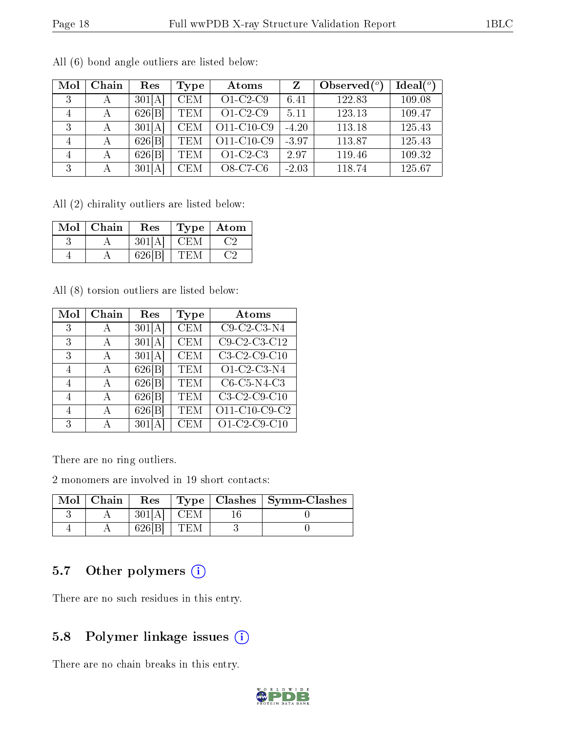All (6) bond angle outliers are listed below:

| Mol | Chain | Res | Type | Atoms | Z | Observed(°) | Ideal(°) |
|---|---|---|---|---|---|---|---|
| 3 | A | 301[A] | CEM | O1-C2-C9 | 6.41 | 122.83 | 109.08 |
| 4 | A | 626[B] | TEM | O1-C2-C9 | 5.11 | 123.13 | 109.47 |
| 3 | A | 301[A] | CEM | O11-C10-C9 | -4.20 | 113.18 | 125.43 |
| 4 | A | 626[B] | TEM | O11-C10-C9 | -3.97 | 113.87 | 125.43 |
| 4 | A | 626[B] | TEM | O1-C2-C3 | 2.97 | 119.46 | 109.32 |
| 3 | A | 301[A] | CEM | O8-C7-C6 | -2.03 | 118.74 | 125.67 |

All (2) chirality outliers are listed below:

| Mol | Chain | Res | Type | Atom |
|---|---|---|---|---|
| 3 | A | 301[A] | CEM | C2 |
| 4 | A | 626[B] | TEM | C2 |

All (8) torsion outliers are listed below:

| Mol | Chain | Res | Type | Atoms |
|---|---|---|---|---|
| 3 | A | 301[A] | CEM | C9-C2-C3-N4 |
| 3 | A | 301[A] | CEM | C9-C2-C3-C12 |
| 3 | A | 301[A] | CEM | C3-C2-C9-C10 |
| 4 | A | 626[B] | TEM | O1-C2-C3-N4 |
| 4 | A | 626[B] | TEM | C6-C5-N4-C3 |
| 4 | A | 626[B] | TEM | C3-C2-C9-C10 |
| 4 | A | 626[B] | TEM | O11-C10-C9-C2 |
| 3 | A | 301[A] | CEM | O1-C2-C9-C10 |

There are no ring outliers.

2 monomers are involved in 19 short contacts:

| Mol | Chain | Res | Type | Clashes | Symm-Clashes |
|---|---|---|---|---|---|
| 3 | A | 301[A] | CEM | 16 | 0 |
| 4 | A | 626[B] | TEM | 3 | 0 |

## 5.7 Other polymers

There are no such residues in this entry.

## 5.8 Polymer linkage issues

There are no chain breaks in this entry.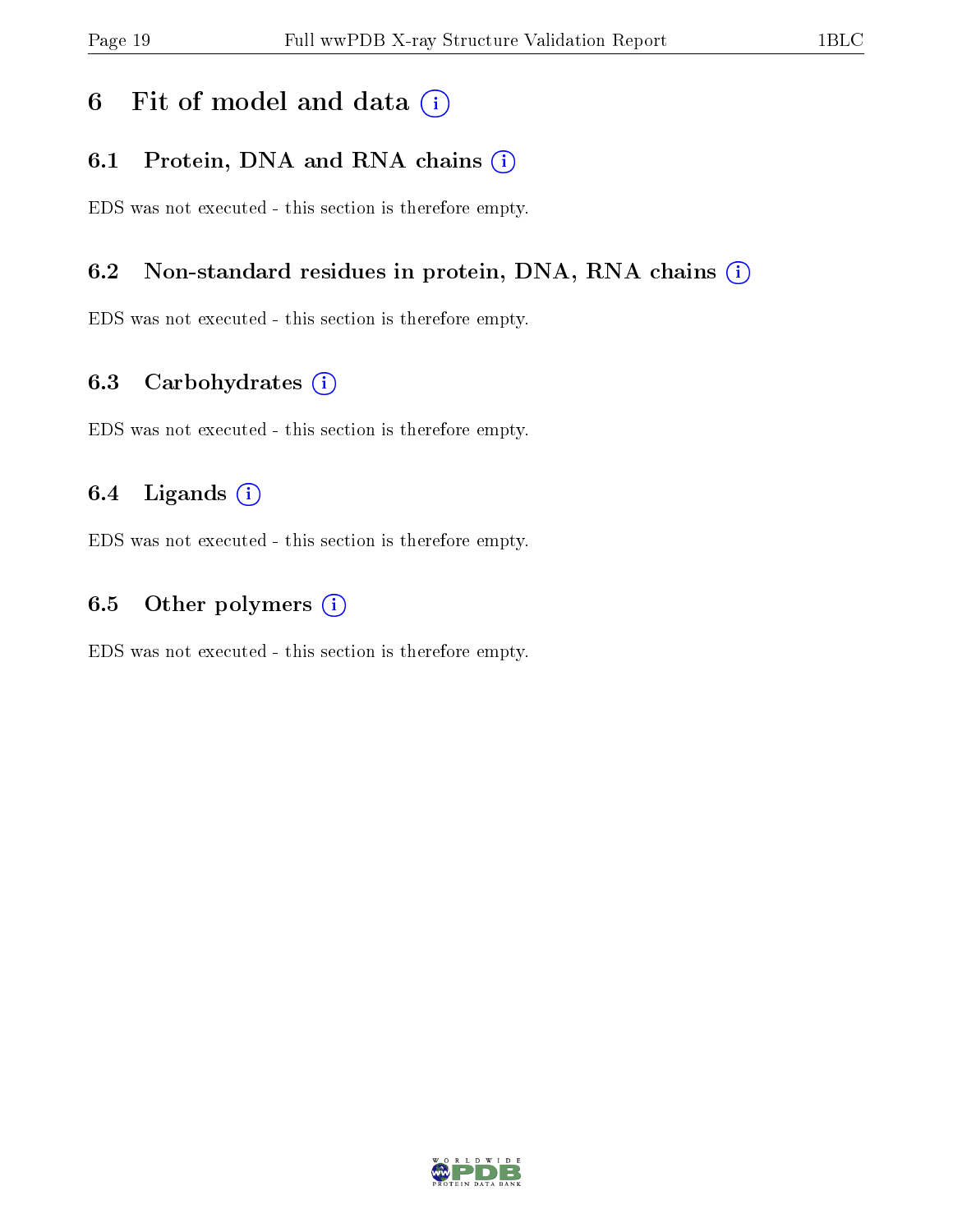# 6 Fit of model and data

## 6.1 Protein, DNA and RNA chains

EDS was not executed - this section is therefore empty.

## 6.2 Non-standard residues in protein, DNA, RNA chains

EDS was not executed - this section is therefore empty.

## 6.3 Carbohydrates

EDS was not executed - this section is therefore empty.

## 6.4 Ligands

EDS was not executed - this section is therefore empty.

## 6.5 Other polymers

EDS was not executed - this section is therefore empty.